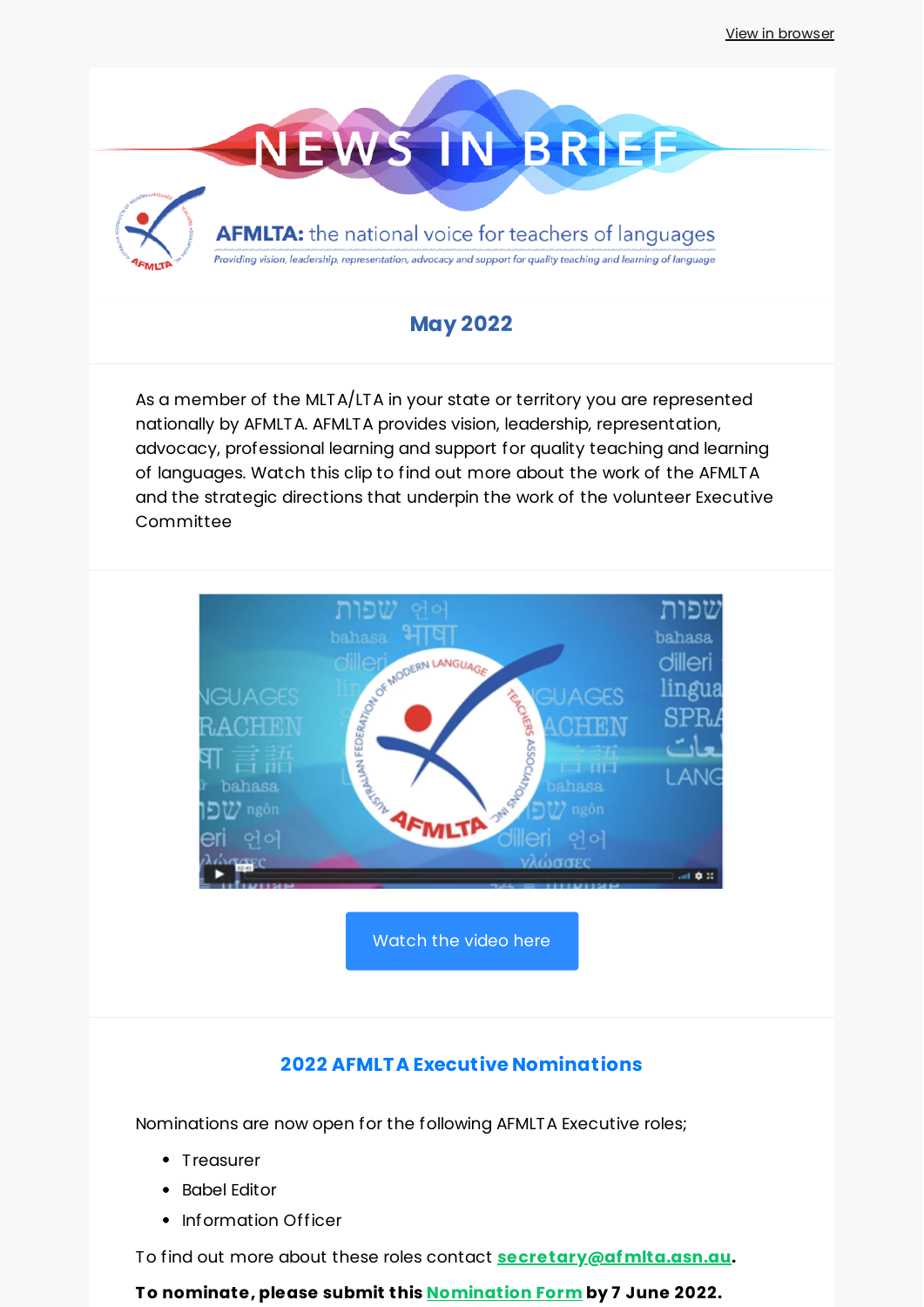View in browser

# NEWS IN BRIEF

AFMLTA: the national voice for teachers of languages

*Providing vision, leadership, representation, advocacy and support for quality teaching and learning of language*

## May 2022

As a member of the MLTA/LTA in your state or territory you are represented nationally by AFMLTA. AFMLTA provides vision, leadership, representation, advocacy, professional learning and support for quality teaching and learning of languages. Watch this clip to find out more about the work of the AFMLTA and the strategic directions that underpin the work of the volunteer Executive Committee

Watch the video here

## 2022 AFMLTA Executive Nominations

Nominations are now open for the following AFMLTA Executive roles;

- Treasurer
- Babel Editor
- Information Officer

To find out more about these roles contact **secretary@afmlta.asn.au**.

**To nominate, please submit this Nomination Form by 7 June 2022.**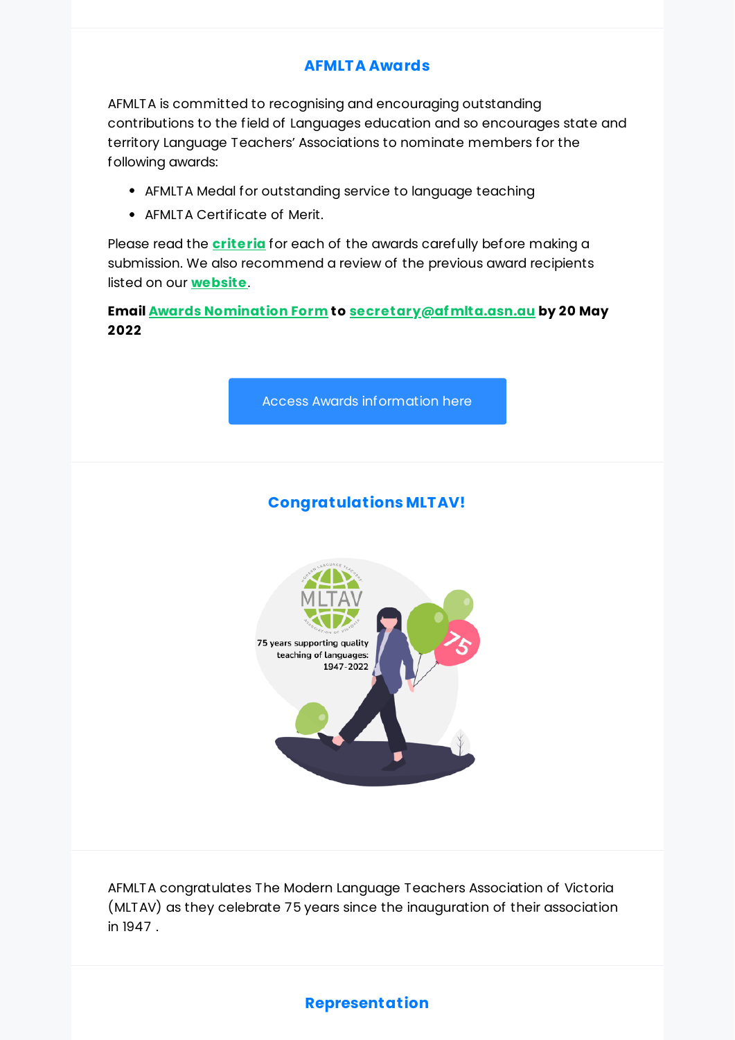## AFMLTA Awards

AFMLTA is committed to recognising and encouraging outstanding contributions to the field of Languages education and so encourages state and territory Language Teachers' Associations to nominate members for the following awards:

- AFMLTA Medal for outstanding service to language teaching
- AFMLTA Certificate of Merit.

Please read the **criteria** for each of the awards carefully before making a submission. We also recommend a review of the previous award recipients listed on our **website**.

**Email Awards Nomination Form to secretary@afmlta.asn.au by 20 May 2022**

Access Awards information here

## Congratulations MLTAV!

AFMLTA congratulates The Modern Language Teachers Association of Victoria (MLTAV) as they celebrate 75 years since the inauguration of their association in 1947 .

## Representation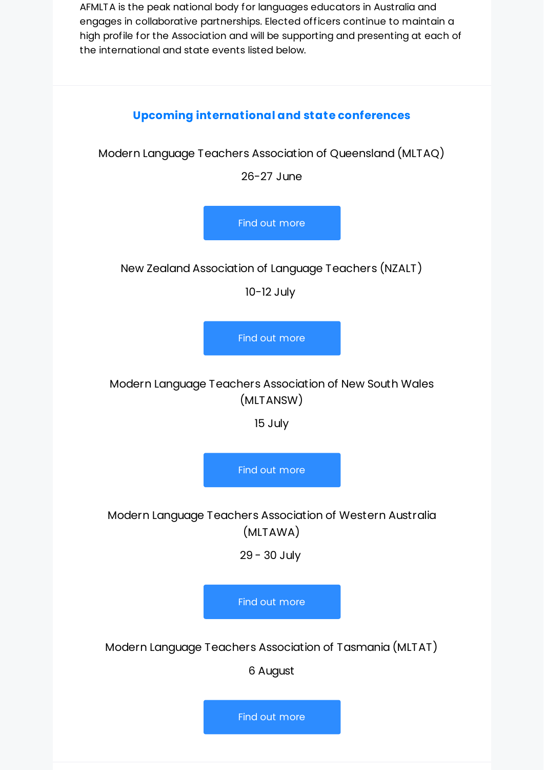AFMLTA is the peak national body for languages educators in Australia and engages in collaborative partnerships. Elected officers continue to maintain a high profile for the Association and will be supporting and presenting at each of the international and state events listed below.

## Upcoming international and state conferences

Modern Language Teachers Association of Queensland (MLTAQ)

26-27 June

Find out more

New Zealand Association of Language Teachers (NZALT)

10-12 July

Find out more

Modern Language Teachers Association of New South Wales (MLTANSW)

15 July

Find out more

Modern Language Teachers Association of Western Australia (MLTAWA)

29 - 30 July

Find out more

Modern Language Teachers Association of Tasmania (MLTAT)

6 August

Find out more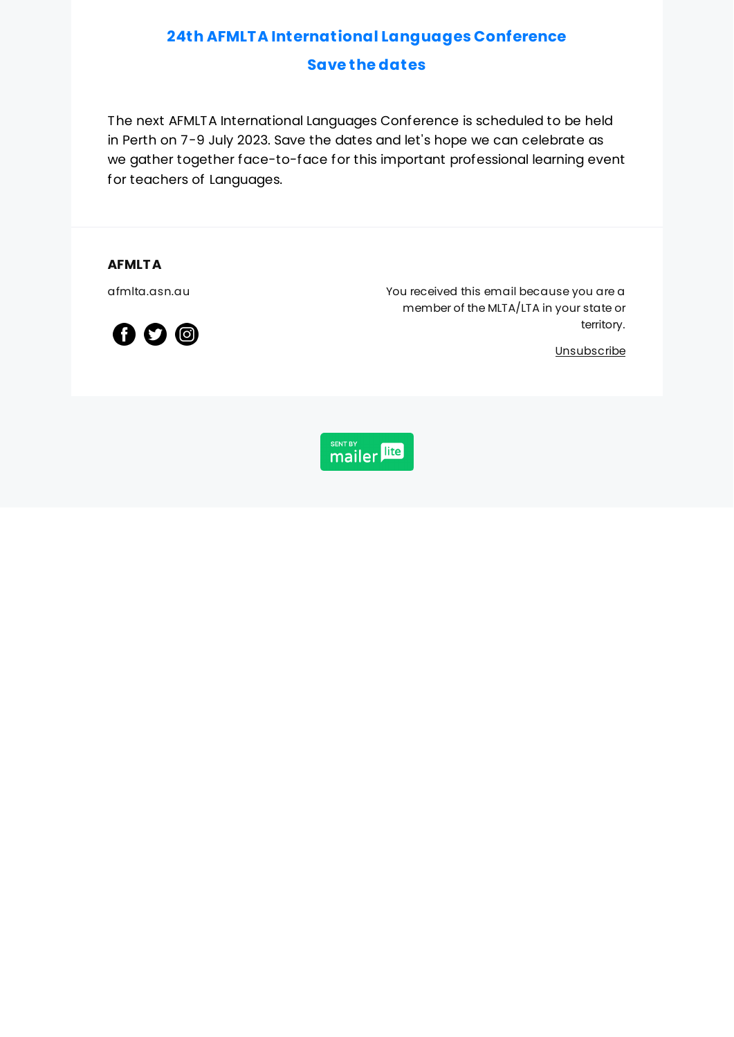## 24th AFMLTA International Languages Conference

## Save the dates

The next AFMLTA International Languages Conference is scheduled to be held in Perth on 7-9 July 2023. Save the dates and let's hope we can celebrate as we gather together face-to-face for this important professional learning event for teachers of Languages.

**AFMLTA**

afmlta.asn.au

You received this email because you are a member of the MLTA/LTA in your state or territory.

Unsubscribe